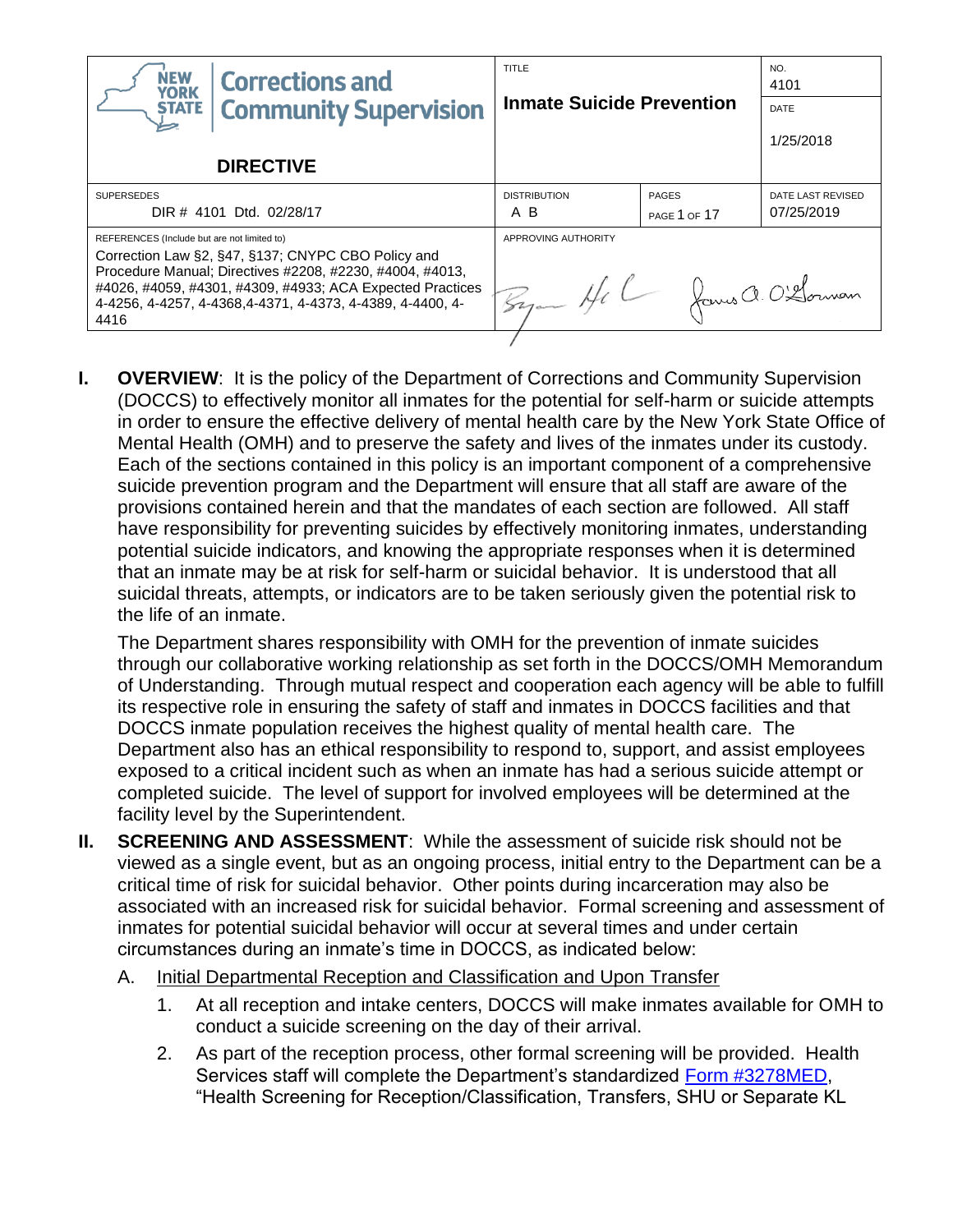| NEW YORK STATE Corrections and Community Supervision<br><br>**DIRECTIVE** | TITLE<br><br>**Inmate Suicide Prevention** | | NO.<br>4101<br><br>DATE<br>1/25/2018 |
|---|---|---|---|
| SUPERSEDES<br>DIR # 4101 Dtd. 02/28/17 | DISTRIBUTION<br>A B | PAGES<br>PAGE 1 OF 17 | DATE LAST REVISED<br>07/25/2019 |
| REFERENCES (Include but are not limited to)<br>Correction Law §2, §47, §137; CNYPC CBO Policy and Procedure Manual; Directives #2208, #2230, #4004, #4013, #4026, #4059, #4301, #4309, #4933; ACA Expected Practices 4-4256, 4-4257, 4-4368,4-4371, 4-4373, 4-4389, 4-4400, 4-4416 | APPROVING AUTHORITY | | |

**I. OVERVIEW**: It is the policy of the Department of Corrections and Community Supervision (DOCCS) to effectively monitor all inmates for the potential for self-harm or suicide attempts in order to ensure the effective delivery of mental health care by the New York State Office of Mental Health (OMH) and to preserve the safety and lives of the inmates under its custody. Each of the sections contained in this policy is an important component of a comprehensive suicide prevention program and the Department will ensure that all staff are aware of the provisions contained herein and that the mandates of each section are followed. All staff have responsibility for preventing suicides by effectively monitoring inmates, understanding potential suicide indicators, and knowing the appropriate responses when it is determined that an inmate may be at risk for self-harm or suicidal behavior. It is understood that all suicidal threats, attempts, or indicators are to be taken seriously given the potential risk to the life of an inmate.

The Department shares responsibility with OMH for the prevention of inmate suicides through our collaborative working relationship as set forth in the DOCCS/OMH Memorandum of Understanding. Through mutual respect and cooperation each agency will be able to fulfill its respective role in ensuring the safety of staff and inmates in DOCCS facilities and that DOCCS inmate population receives the highest quality of mental health care. The Department also has an ethical responsibility to respond to, support, and assist employees exposed to a critical incident such as when an inmate has had a serious suicide attempt or completed suicide. The level of support for involved employees will be determined at the facility level by the Superintendent.

**II. SCREENING AND ASSESSMENT**: While the assessment of suicide risk should not be viewed as a single event, but as an ongoing process, initial entry to the Department can be a critical time of risk for suicidal behavior. Other points during incarceration may also be associated with an increased risk for suicidal behavior. Formal screening and assessment of inmates for potential suicidal behavior will occur at several times and under certain circumstances during an inmate's time in DOCCS, as indicated below:

A. Initial Departmental Reception and Classification and Upon Transfer

1. At all reception and intake centers, DOCCS will make inmates available for OMH to conduct a suicide screening on the day of their arrival.

2. As part of the reception process, other formal screening will be provided. Health Services staff will complete the Department's standardized Form #3278MED, "Health Screening for Reception/Classification, Transfers, SHU or Separate KL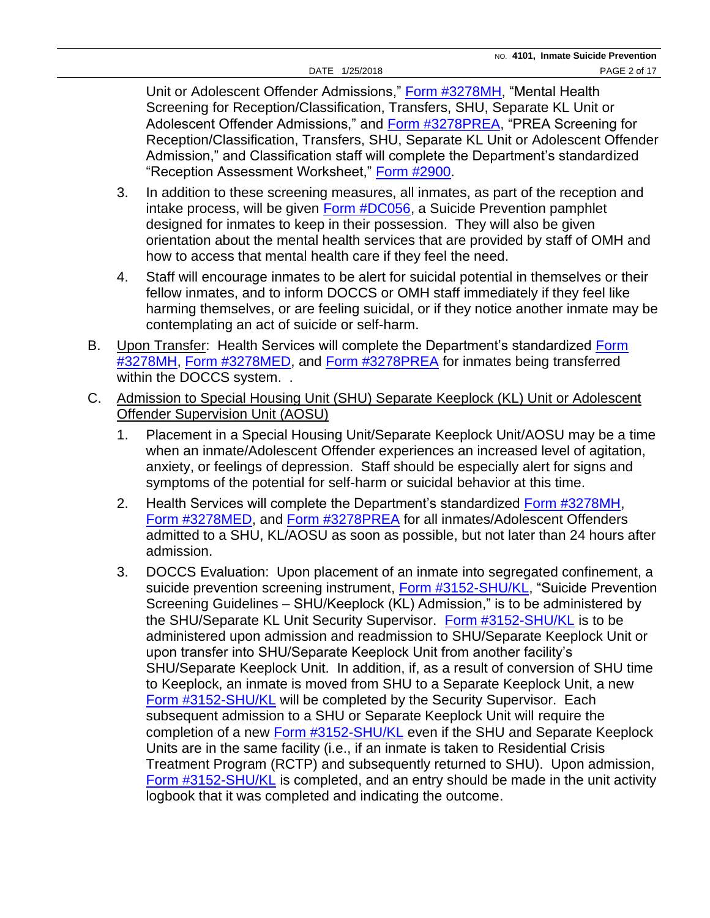Unit or Adolescent Offender Admissions," Form #3278MH, "Mental Health Screening for Reception/Classification, Transfers, SHU, Separate KL Unit or Adolescent Offender Admissions," and Form #3278PREA, "PREA Screening for Reception/Classification, Transfers, SHU, Separate KL Unit or Adolescent Offender Admission," and Classification staff will complete the Department's standardized "Reception Assessment Worksheet," Form #2900.

3. In addition to these screening measures, all inmates, as part of the reception and intake process, will be given Form #DC056, a Suicide Prevention pamphlet designed for inmates to keep in their possession. They will also be given orientation about the mental health services that are provided by staff of OMH and how to access that mental health care if they feel the need.

4. Staff will encourage inmates to be alert for suicidal potential in themselves or their fellow inmates, and to inform DOCCS or OMH staff immediately if they feel like harming themselves, or are feeling suicidal, or if they notice another inmate may be contemplating an act of suicide or self-harm.

B. Upon Transfer: Health Services will complete the Department's standardized Form #3278MH, Form #3278MED, and Form #3278PREA for inmates being transferred within the DOCCS system. .

C. Admission to Special Housing Unit (SHU) Separate Keeplock (KL) Unit or Adolescent Offender Supervision Unit (AOSU)

1. Placement in a Special Housing Unit/Separate Keeplock Unit/AOSU may be a time when an inmate/Adolescent Offender experiences an increased level of agitation, anxiety, or feelings of depression. Staff should be especially alert for signs and symptoms of the potential for self-harm or suicidal behavior at this time.

2. Health Services will complete the Department's standardized Form #3278MH, Form #3278MED, and Form #3278PREA for all inmates/Adolescent Offenders admitted to a SHU, KL/AOSU as soon as possible, but not later than 24 hours after admission.

3. DOCCS Evaluation: Upon placement of an inmate into segregated confinement, a suicide prevention screening instrument, Form #3152-SHU/KL, "Suicide Prevention Screening Guidelines – SHU/Keeplock (KL) Admission," is to be administered by the SHU/Separate KL Unit Security Supervisor. Form #3152-SHU/KL is to be administered upon admission and readmission to SHU/Separate Keeplock Unit or upon transfer into SHU/Separate Keeplock Unit from another facility's SHU/Separate Keeplock Unit. In addition, if, as a result of conversion of SHU time to Keeplock, an inmate is moved from SHU to a Separate Keeplock Unit, a new Form #3152-SHU/KL will be completed by the Security Supervisor. Each subsequent admission to a SHU or Separate Keeplock Unit will require the completion of a new Form #3152-SHU/KL even if the SHU and Separate Keeplock Units are in the same facility (i.e., if an inmate is taken to Residential Crisis Treatment Program (RCTP) and subsequently returned to SHU). Upon admission, Form #3152-SHU/KL is completed, and an entry should be made in the unit activity logbook that it was completed and indicating the outcome.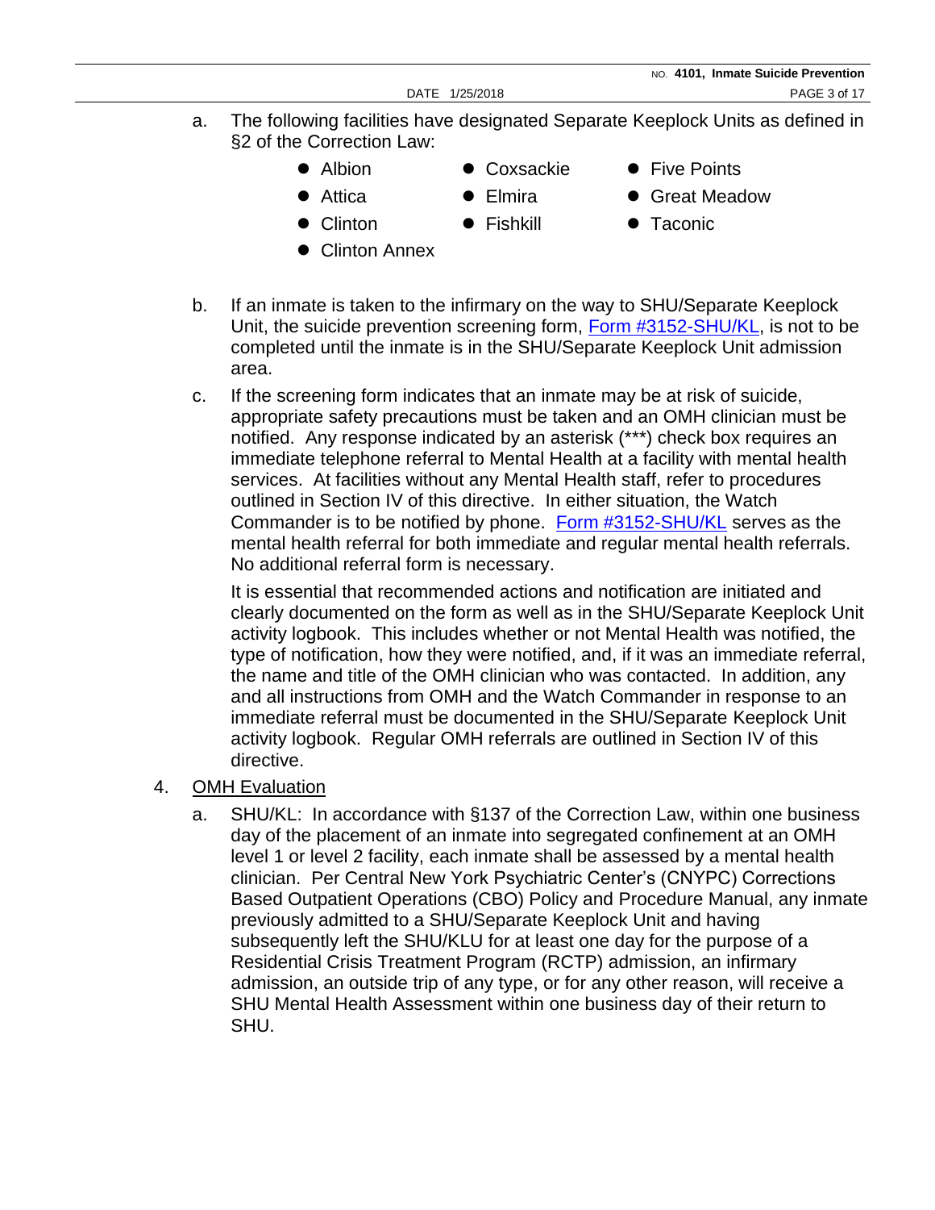a. The following facilities have designated Separate Keeplock Units as defined in §2 of the Correction Law:

- Albion
- Attica
- Clinton
- Clinton Annex
- Coxsackie
- Elmira
- Fishkill
- Five Points
- Great Meadow
- Taconic

b. If an inmate is taken to the infirmary on the way to SHU/Separate Keeplock Unit, the suicide prevention screening form, Form #3152-SHU/KL, is not to be completed until the inmate is in the SHU/Separate Keeplock Unit admission area.

c. If the screening form indicates that an inmate may be at risk of suicide, appropriate safety precautions must be taken and an OMH clinician must be notified. Any response indicated by an asterisk (***) check box requires an immediate telephone referral to Mental Health at a facility with mental health services. At facilities without any Mental Health staff, refer to procedures outlined in Section IV of this directive. In either situation, the Watch Commander is to be notified by phone. Form #3152-SHU/KL serves as the mental health referral for both immediate and regular mental health referrals. No additional referral form is necessary.

   It is essential that recommended actions and notification are initiated and clearly documented on the form as well as in the SHU/Separate Keeplock Unit activity logbook. This includes whether or not Mental Health was notified, the type of notification, how they were notified, and, if it was an immediate referral, the name and title of the OMH clinician who was contacted. In addition, any and all instructions from OMH and the Watch Commander in response to an immediate referral must be documented in the SHU/Separate Keeplock Unit activity logbook. Regular OMH referrals are outlined in Section IV of this directive.

4. <u>OMH Evaluation</u>

   a. SHU/KL: In accordance with §137 of the Correction Law, within one business day of the placement of an inmate into segregated confinement at an OMH level 1 or level 2 facility, each inmate shall be assessed by a mental health clinician. Per Central New York Psychiatric Center's (CNYPC) Corrections Based Outpatient Operations (CBO) Policy and Procedure Manual, any inmate previously admitted to a SHU/Separate Keeplock Unit and having subsequently left the SHU/KLU for at least one day for the purpose of a Residential Crisis Treatment Program (RCTP) admission, an infirmary admission, an outside trip of any type, or for any other reason, will receive a SHU Mental Health Assessment within one business day of their return to SHU.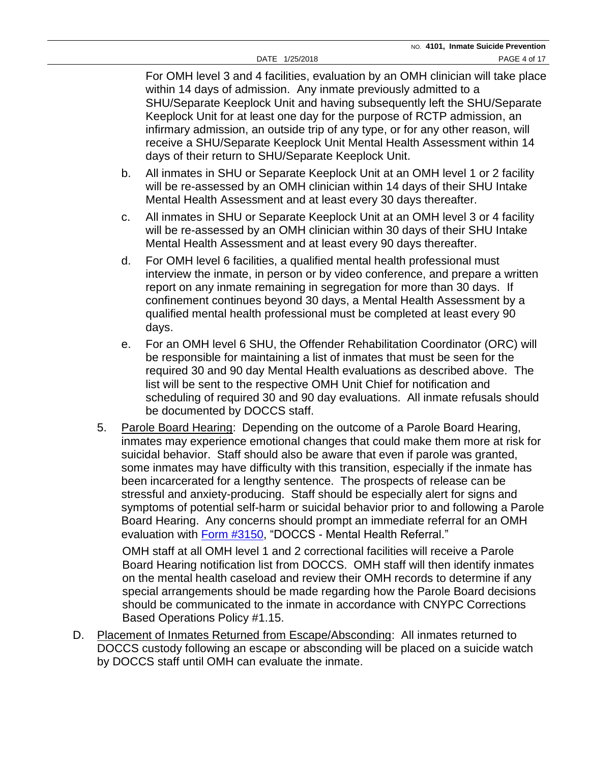For OMH level 3 and 4 facilities, evaluation by an OMH clinician will take place within 14 days of admission. Any inmate previously admitted to a SHU/Separate Keeplock Unit and having subsequently left the SHU/Separate Keeplock Unit for at least one day for the purpose of RCTP admission, an infirmary admission, an outside trip of any type, or for any other reason, will receive a SHU/Separate Keeplock Unit Mental Health Assessment within 14 days of their return to SHU/Separate Keeplock Unit.

b. All inmates in SHU or Separate Keeplock Unit at an OMH level 1 or 2 facility will be re-assessed by an OMH clinician within 14 days of their SHU Intake Mental Health Assessment and at least every 30 days thereafter.

c. All inmates in SHU or Separate Keeplock Unit at an OMH level 3 or 4 facility will be re-assessed by an OMH clinician within 30 days of their SHU Intake Mental Health Assessment and at least every 90 days thereafter.

d. For OMH level 6 facilities, a qualified mental health professional must interview the inmate, in person or by video conference, and prepare a written report on any inmate remaining in segregation for more than 30 days. If confinement continues beyond 30 days, a Mental Health Assessment by a qualified mental health professional must be completed at least every 90 days.

e. For an OMH level 6 SHU, the Offender Rehabilitation Coordinator (ORC) will be responsible for maintaining a list of inmates that must be seen for the required 30 and 90 day Mental Health evaluations as described above. The list will be sent to the respective OMH Unit Chief for notification and scheduling of required 30 and 90 day evaluations. All inmate refusals should be documented by DOCCS staff.

5. <u>Parole Board Hearing</u>: Depending on the outcome of a Parole Board Hearing, inmates may experience emotional changes that could make them more at risk for suicidal behavior. Staff should also be aware that even if parole was granted, some inmates may have difficulty with this transition, especially if the inmate has been incarcerated for a lengthy sentence. The prospects of release can be stressful and anxiety-producing. Staff should be especially alert for signs and symptoms of potential self-harm or suicidal behavior prior to and following a Parole Board Hearing. Any concerns should prompt an immediate referral for an OMH evaluation with Form #3150, "DOCCS - Mental Health Referral."

   OMH staff at all OMH level 1 and 2 correctional facilities will receive a Parole Board Hearing notification list from DOCCS. OMH staff will then identify inmates on the mental health caseload and review their OMH records to determine if any special arrangements should be made regarding how the Parole Board decisions should be communicated to the inmate in accordance with CNYPC Corrections Based Operations Policy #1.15.

D. <u>Placement of Inmates Returned from Escape/Absconding</u>: All inmates returned to DOCCS custody following an escape or absconding will be placed on a suicide watch by DOCCS staff until OMH can evaluate the inmate.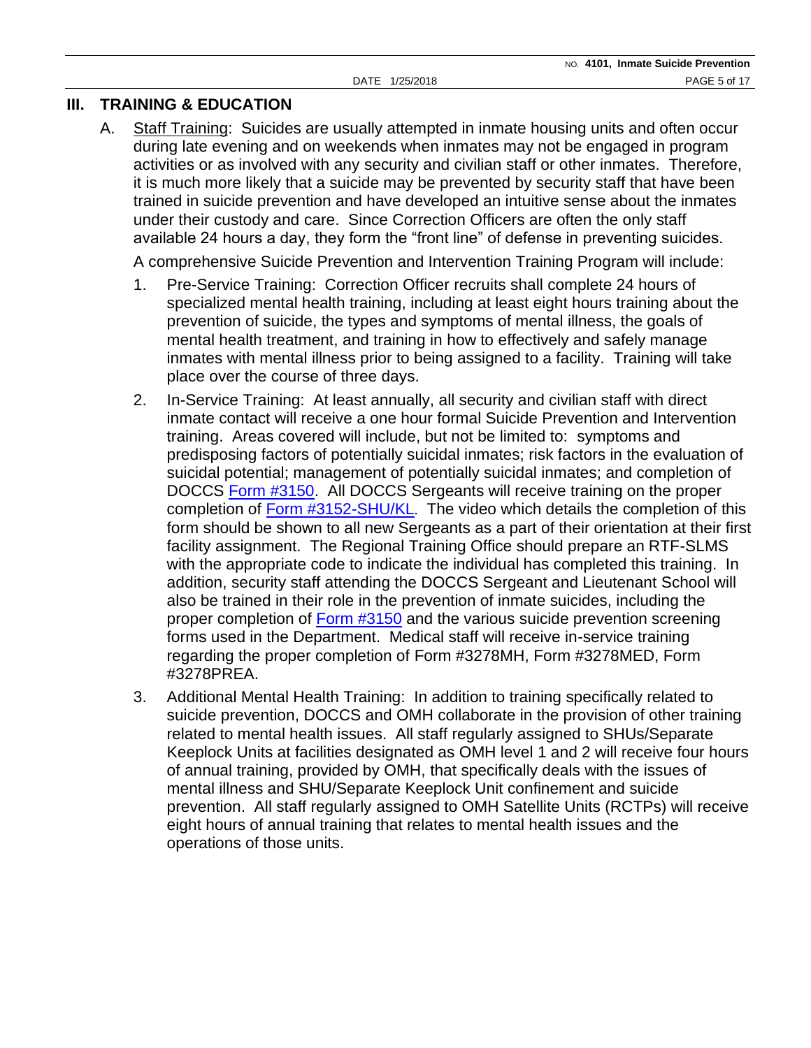## III. TRAINING & EDUCATION

A. Staff Training: Suicides are usually attempted in inmate housing units and often occur during late evening and on weekends when inmates may not be engaged in program activities or as involved with any security and civilian staff or other inmates. Therefore, it is much more likely that a suicide may be prevented by security staff that have been trained in suicide prevention and have developed an intuitive sense about the inmates under their custody and care. Since Correction Officers are often the only staff available 24 hours a day, they form the "front line" of defense in preventing suicides.

A comprehensive Suicide Prevention and Intervention Training Program will include:

1. Pre-Service Training: Correction Officer recruits shall complete 24 hours of specialized mental health training, including at least eight hours training about the prevention of suicide, the types and symptoms of mental illness, the goals of mental health treatment, and training in how to effectively and safely manage inmates with mental illness prior to being assigned to a facility. Training will take place over the course of three days.

2. In-Service Training: At least annually, all security and civilian staff with direct inmate contact will receive a one hour formal Suicide Prevention and Intervention training. Areas covered will include, but not be limited to: symptoms and predisposing factors of potentially suicidal inmates; risk factors in the evaluation of suicidal potential; management of potentially suicidal inmates; and completion of DOCCS Form #3150. All DOCCS Sergeants will receive training on the proper completion of Form #3152-SHU/KL. The video which details the completion of this form should be shown to all new Sergeants as a part of their orientation at their first facility assignment. The Regional Training Office should prepare an RTF-SLMS with the appropriate code to indicate the individual has completed this training. In addition, security staff attending the DOCCS Sergeant and Lieutenant School will also be trained in their role in the prevention of inmate suicides, including the proper completion of Form #3150 and the various suicide prevention screening forms used in the Department. Medical staff will receive in-service training regarding the proper completion of Form #3278MH, Form #3278MED, Form #3278PREA.

3. Additional Mental Health Training: In addition to training specifically related to suicide prevention, DOCCS and OMH collaborate in the provision of other training related to mental health issues. All staff regularly assigned to SHUs/Separate Keeplock Units at facilities designated as OMH level 1 and 2 will receive four hours of annual training, provided by OMH, that specifically deals with the issues of mental illness and SHU/Separate Keeplock Unit confinement and suicide prevention. All staff regularly assigned to OMH Satellite Units (RCTPs) will receive eight hours of annual training that relates to mental health issues and the operations of those units.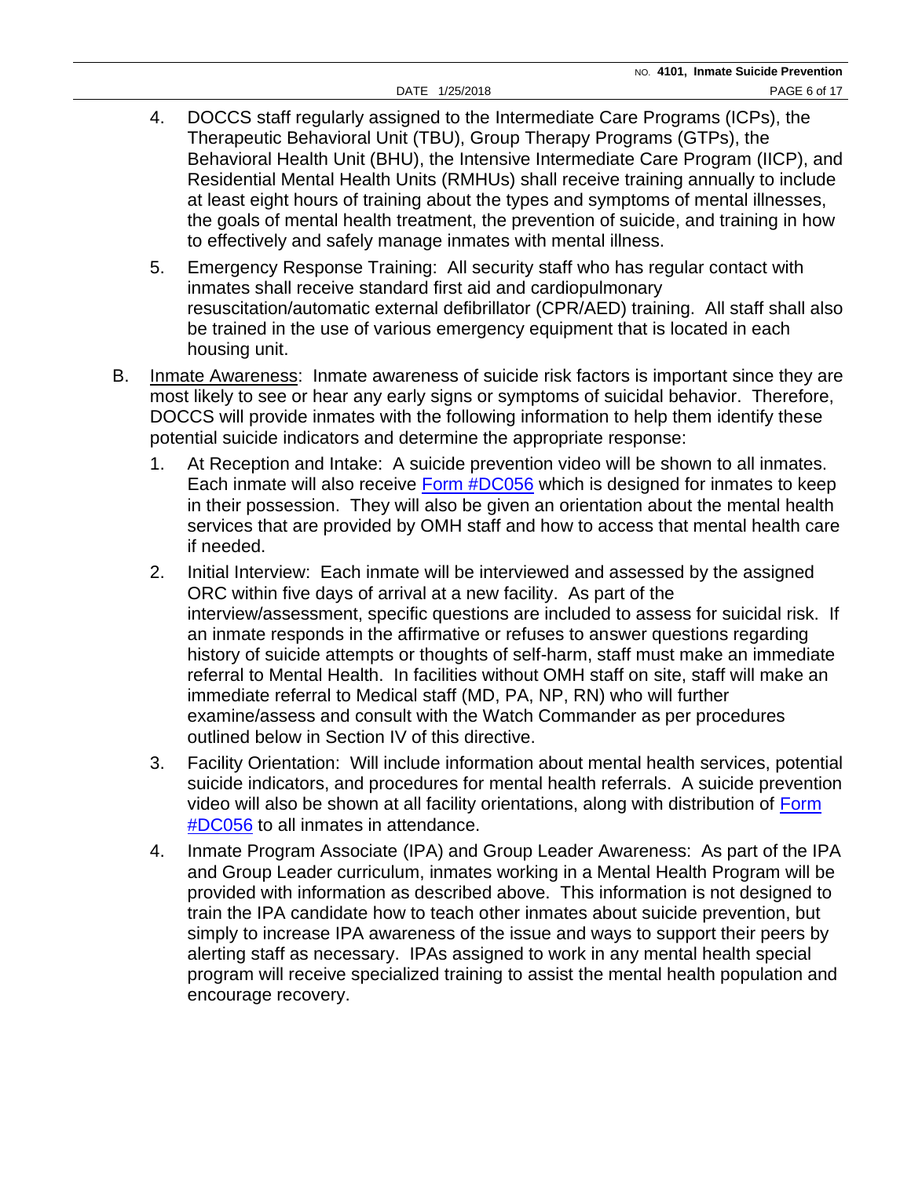4. DOCCS staff regularly assigned to the Intermediate Care Programs (ICPs), the Therapeutic Behavioral Unit (TBU), Group Therapy Programs (GTPs), the Behavioral Health Unit (BHU), the Intensive Intermediate Care Program (IICP), and Residential Mental Health Units (RMHUs) shall receive training annually to include at least eight hours of training about the types and symptoms of mental illnesses, the goals of mental health treatment, the prevention of suicide, and training in how to effectively and safely manage inmates with mental illness.

5. Emergency Response Training: All security staff who has regular contact with inmates shall receive standard first aid and cardiopulmonary resuscitation/automatic external defibrillator (CPR/AED) training. All staff shall also be trained in the use of various emergency equipment that is located in each housing unit.

B. Inmate Awareness: Inmate awareness of suicide risk factors is important since they are most likely to see or hear any early signs or symptoms of suicidal behavior. Therefore, DOCCS will provide inmates with the following information to help them identify these potential suicide indicators and determine the appropriate response:

1. At Reception and Intake: A suicide prevention video will be shown to all inmates. Each inmate will also receive Form #DC056 which is designed for inmates to keep in their possession. They will also be given an orientation about the mental health services that are provided by OMH staff and how to access that mental health care if needed.

2. Initial Interview: Each inmate will be interviewed and assessed by the assigned ORC within five days of arrival at a new facility. As part of the interview/assessment, specific questions are included to assess for suicidal risk. If an inmate responds in the affirmative or refuses to answer questions regarding history of suicide attempts or thoughts of self-harm, staff must make an immediate referral to Mental Health. In facilities without OMH staff on site, staff will make an immediate referral to Medical staff (MD, PA, NP, RN) who will further examine/assess and consult with the Watch Commander as per procedures outlined below in Section IV of this directive.

3. Facility Orientation: Will include information about mental health services, potential suicide indicators, and procedures for mental health referrals. A suicide prevention video will also be shown at all facility orientations, along with distribution of Form #DC056 to all inmates in attendance.

4. Inmate Program Associate (IPA) and Group Leader Awareness: As part of the IPA and Group Leader curriculum, inmates working in a Mental Health Program will be provided with information as described above. This information is not designed to train the IPA candidate how to teach other inmates about suicide prevention, but simply to increase IPA awareness of the issue and ways to support their peers by alerting staff as necessary. IPAs assigned to work in any mental health special program will receive specialized training to assist the mental health population and encourage recovery.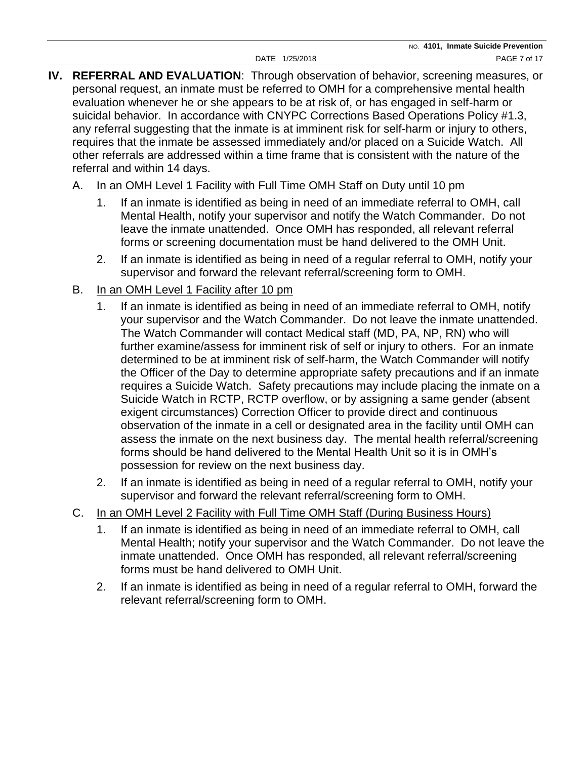**IV. REFERRAL AND EVALUATION**: Through observation of behavior, screening measures, or personal request, an inmate must be referred to OMH for a comprehensive mental health evaluation whenever he or she appears to be at risk of, or has engaged in self-harm or suicidal behavior. In accordance with CNYPC Corrections Based Operations Policy #1.3, any referral suggesting that the inmate is at imminent risk for self-harm or injury to others, requires that the inmate be assessed immediately and/or placed on a Suicide Watch. All other referrals are addressed within a time frame that is consistent with the nature of the referral and within 14 days.

A. <u>In an OMH Level 1 Facility with Full Time OMH Staff on Duty until 10 pm</u>

1. If an inmate is identified as being in need of an immediate referral to OMH, call Mental Health, notify your supervisor and notify the Watch Commander. Do not leave the inmate unattended. Once OMH has responded, all relevant referral forms or screening documentation must be hand delivered to the OMH Unit.

2. If an inmate is identified as being in need of a regular referral to OMH, notify your supervisor and forward the relevant referral/screening form to OMH.

B. <u>In an OMH Level 1 Facility after 10 pm</u>

1. If an inmate is identified as being in need of an immediate referral to OMH, notify your supervisor and the Watch Commander. Do not leave the inmate unattended. The Watch Commander will contact Medical staff (MD, PA, NP, RN) who will further examine/assess for imminent risk of self or injury to others. For an inmate determined to be at imminent risk of self-harm, the Watch Commander will notify the Officer of the Day to determine appropriate safety precautions and if an inmate requires a Suicide Watch. Safety precautions may include placing the inmate on a Suicide Watch in RCTP, RCTP overflow, or by assigning a same gender (absent exigent circumstances) Correction Officer to provide direct and continuous observation of the inmate in a cell or designated area in the facility until OMH can assess the inmate on the next business day. The mental health referral/screening forms should be hand delivered to the Mental Health Unit so it is in OMH's possession for review on the next business day.

2. If an inmate is identified as being in need of a regular referral to OMH, notify your supervisor and forward the relevant referral/screening form to OMH.

C. <u>In an OMH Level 2 Facility with Full Time OMH Staff (During Business Hours)</u>

1. If an inmate is identified as being in need of an immediate referral to OMH, call Mental Health; notify your supervisor and the Watch Commander. Do not leave the inmate unattended. Once OMH has responded, all relevant referral/screening forms must be hand delivered to OMH Unit.

2. If an inmate is identified as being in need of a regular referral to OMH, forward the relevant referral/screening form to OMH.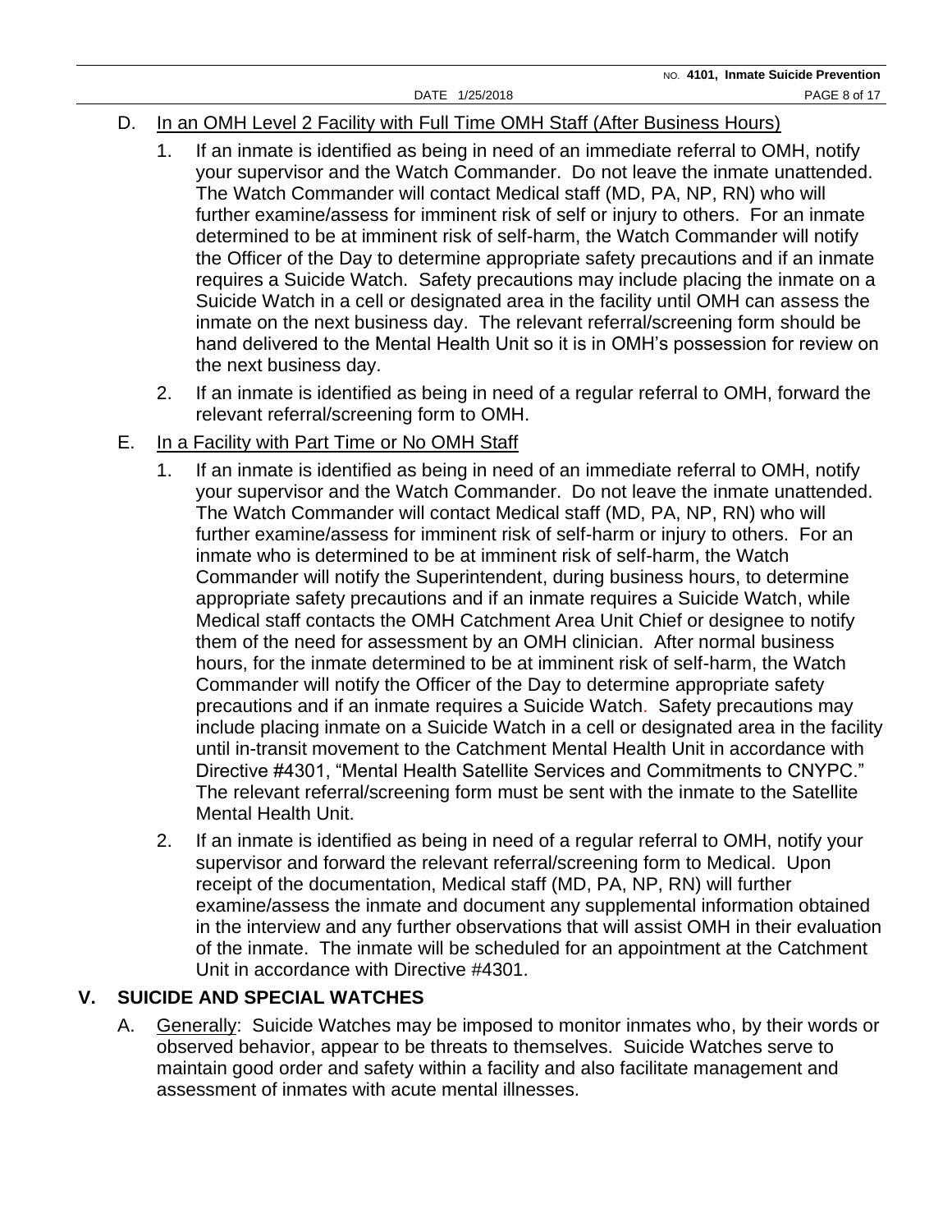D. <u>In an OMH Level 2 Facility with Full Time OMH Staff (After Business Hours)</u>

   1. If an inmate is identified as being in need of an immediate referral to OMH, notify your supervisor and the Watch Commander. Do not leave the inmate unattended. The Watch Commander will contact Medical staff (MD, PA, NP, RN) who will further examine/assess for imminent risk of self or injury to others. For an inmate determined to be at imminent risk of self-harm, the Watch Commander will notify the Officer of the Day to determine appropriate safety precautions and if an inmate requires a Suicide Watch. Safety precautions may include placing the inmate on a Suicide Watch in a cell or designated area in the facility until OMH can assess the inmate on the next business day. The relevant referral/screening form should be hand delivered to the Mental Health Unit so it is in OMH's possession for review on the next business day.

   2. If an inmate is identified as being in need of a regular referral to OMH, forward the relevant referral/screening form to OMH.

E. <u>In a Facility with Part Time or No OMH Staff</u>

   1. If an inmate is identified as being in need of an immediate referral to OMH, notify your supervisor and the Watch Commander. Do not leave the inmate unattended. The Watch Commander will contact Medical staff (MD, PA, NP, RN) who will further examine/assess for imminent risk of self-harm or injury to others. For an inmate who is determined to be at imminent risk of self-harm, the Watch Commander will notify the Superintendent, during business hours, to determine appropriate safety precautions and if an inmate requires a Suicide Watch, while Medical staff contacts the OMH Catchment Area Unit Chief or designee to notify them of the need for assessment by an OMH clinician. After normal business hours, for the inmate determined to be at imminent risk of self-harm, the Watch Commander will notify the Officer of the Day to determine appropriate safety precautions and if an inmate requires a Suicide Watch. Safety precautions may include placing inmate on a Suicide Watch in a cell or designated area in the facility until in-transit movement to the Catchment Mental Health Unit in accordance with Directive #4301, "Mental Health Satellite Services and Commitments to CNYPC." The relevant referral/screening form must be sent with the inmate to the Satellite Mental Health Unit.

   2. If an inmate is identified as being in need of a regular referral to OMH, notify your supervisor and forward the relevant referral/screening form to Medical. Upon receipt of the documentation, Medical staff (MD, PA, NP, RN) will further examine/assess the inmate and document any supplemental information obtained in the interview and any further observations that will assist OMH in their evaluation of the inmate. The inmate will be scheduled for an appointment at the Catchment Unit in accordance with Directive #4301.

## V. SUICIDE AND SPECIAL WATCHES

A. <u>Generally</u>: Suicide Watches may be imposed to monitor inmates who, by their words or observed behavior, appear to be threats to themselves. Suicide Watches serve to maintain good order and safety within a facility and also facilitate management and assessment of inmates with acute mental illnesses.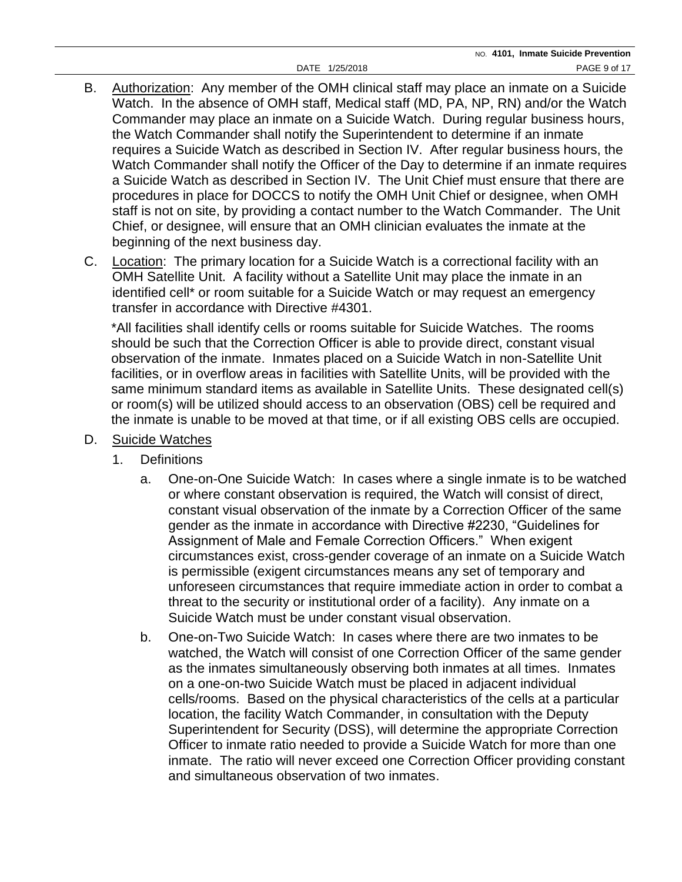B. <u>Authorization</u>: Any member of the OMH clinical staff may place an inmate on a Suicide Watch. In the absence of OMH staff, Medical staff (MD, PA, NP, RN) and/or the Watch Commander may place an inmate on a Suicide Watch. During regular business hours, the Watch Commander shall notify the Superintendent to determine if an inmate requires a Suicide Watch as described in Section IV. After regular business hours, the Watch Commander shall notify the Officer of the Day to determine if an inmate requires a Suicide Watch as described in Section IV. The Unit Chief must ensure that there are procedures in place for DOCCS to notify the OMH Unit Chief or designee, when OMH staff is not on site, by providing a contact number to the Watch Commander. The Unit Chief, or designee, will ensure that an OMH clinician evaluates the inmate at the beginning of the next business day.

C. <u>Location</u>: The primary location for a Suicide Watch is a correctional facility with an OMH Satellite Unit. A facility without a Satellite Unit may place the inmate in an identified cell* or room suitable for a Suicide Watch or may request an emergency transfer in accordance with Directive #4301.

*All facilities shall identify cells or rooms suitable for Suicide Watches. The rooms should be such that the Correction Officer is able to provide direct, constant visual observation of the inmate. Inmates placed on a Suicide Watch in non-Satellite Unit facilities, or in overflow areas in facilities with Satellite Units, will be provided with the same minimum standard items as available in Satellite Units. These designated cell(s) or room(s) will be utilized should access to an observation (OBS) cell be required and the inmate is unable to be moved at that time, or if all existing OBS cells are occupied.

D. <u>Suicide Watches</u>

1. Definitions

   a. One-on-One Suicide Watch: In cases where a single inmate is to be watched or where constant observation is required, the Watch will consist of direct, constant visual observation of the inmate by a Correction Officer of the same gender as the inmate in accordance with Directive #2230, "Guidelines for Assignment of Male and Female Correction Officers." When exigent circumstances exist, cross-gender coverage of an inmate on a Suicide Watch is permissible (exigent circumstances means any set of temporary and unforeseen circumstances that require immediate action in order to combat a threat to the security or institutional order of a facility). Any inmate on a Suicide Watch must be under constant visual observation.

   b. One-on-Two Suicide Watch: In cases where there are two inmates to be watched, the Watch will consist of one Correction Officer of the same gender as the inmates simultaneously observing both inmates at all times. Inmates on a one-on-two Suicide Watch must be placed in adjacent individual cells/rooms. Based on the physical characteristics of the cells at a particular location, the facility Watch Commander, in consultation with the Deputy Superintendent for Security (DSS), will determine the appropriate Correction Officer to inmate ratio needed to provide a Suicide Watch for more than one inmate. The ratio will never exceed one Correction Officer providing constant and simultaneous observation of two inmates.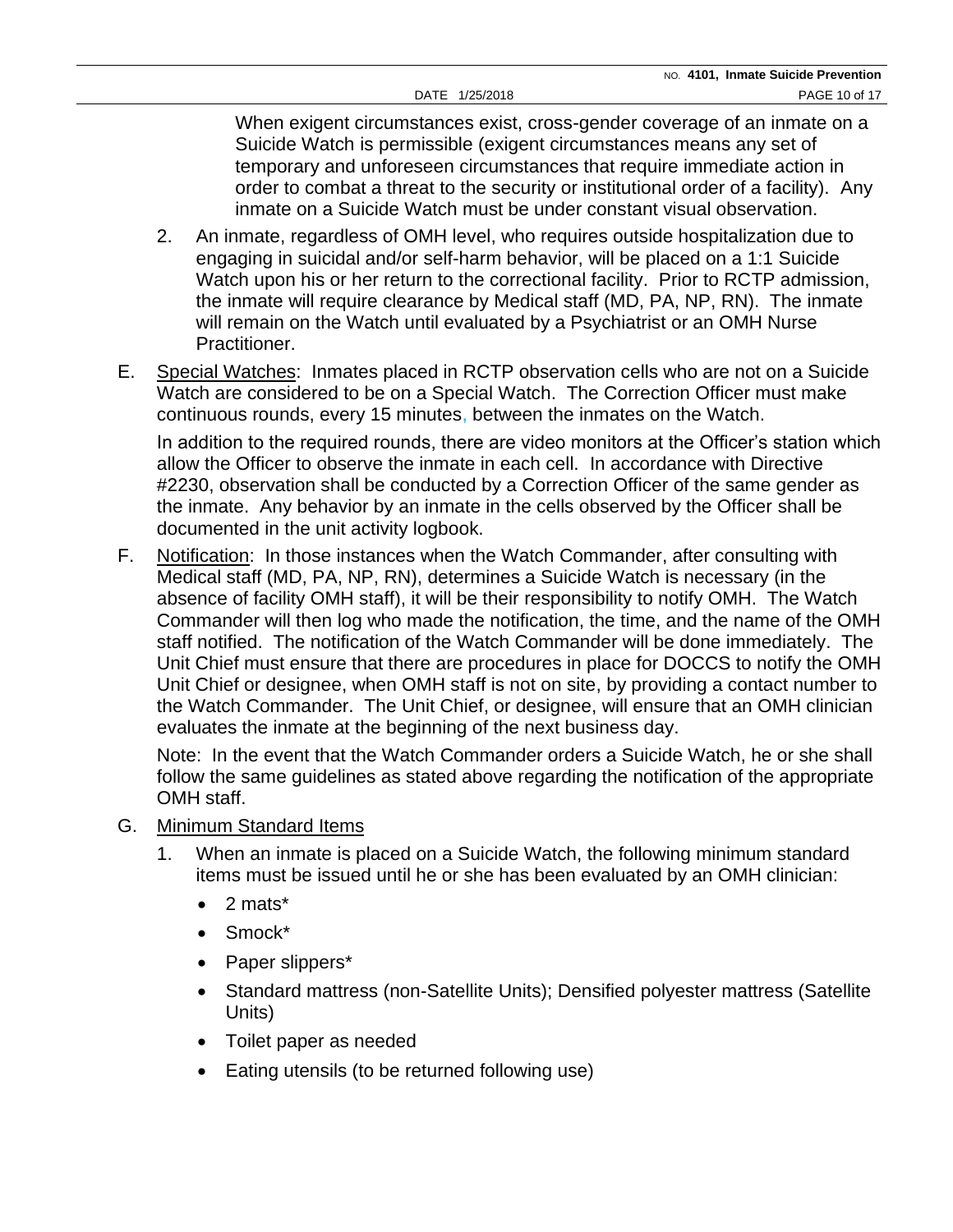When exigent circumstances exist, cross-gender coverage of an inmate on a Suicide Watch is permissible (exigent circumstances means any set of temporary and unforeseen circumstances that require immediate action in order to combat a threat to the security or institutional order of a facility). Any inmate on a Suicide Watch must be under constant visual observation.

2. An inmate, regardless of OMH level, who requires outside hospitalization due to engaging in suicidal and/or self-harm behavior, will be placed on a 1:1 Suicide Watch upon his or her return to the correctional facility. Prior to RCTP admission, the inmate will require clearance by Medical staff (MD, PA, NP, RN). The inmate will remain on the Watch until evaluated by a Psychiatrist or an OMH Nurse Practitioner.

E. Special Watches: Inmates placed in RCTP observation cells who are not on a Suicide Watch are considered to be on a Special Watch. The Correction Officer must make continuous rounds, every 15 minutes, between the inmates on the Watch.

In addition to the required rounds, there are video monitors at the Officer's station which allow the Officer to observe the inmate in each cell. In accordance with Directive #2230, observation shall be conducted by a Correction Officer of the same gender as the inmate. Any behavior by an inmate in the cells observed by the Officer shall be documented in the unit activity logbook.

F. Notification: In those instances when the Watch Commander, after consulting with Medical staff (MD, PA, NP, RN), determines a Suicide Watch is necessary (in the absence of facility OMH staff), it will be their responsibility to notify OMH. The Watch Commander will then log who made the notification, the time, and the name of the OMH staff notified. The notification of the Watch Commander will be done immediately. The Unit Chief must ensure that there are procedures in place for DOCCS to notify the OMH Unit Chief or designee, when OMH staff is not on site, by providing a contact number to the Watch Commander. The Unit Chief, or designee, will ensure that an OMH clinician evaluates the inmate at the beginning of the next business day.

Note: In the event that the Watch Commander orders a Suicide Watch, he or she shall follow the same guidelines as stated above regarding the notification of the appropriate OMH staff.

G. Minimum Standard Items

1. When an inmate is placed on a Suicide Watch, the following minimum standard items must be issued until he or she has been evaluated by an OMH clinician:

   - 2 mats*
   - Smock*
   - Paper slippers*
   - Standard mattress (non-Satellite Units); Densified polyester mattress (Satellite Units)
   - Toilet paper as needed
   - Eating utensils (to be returned following use)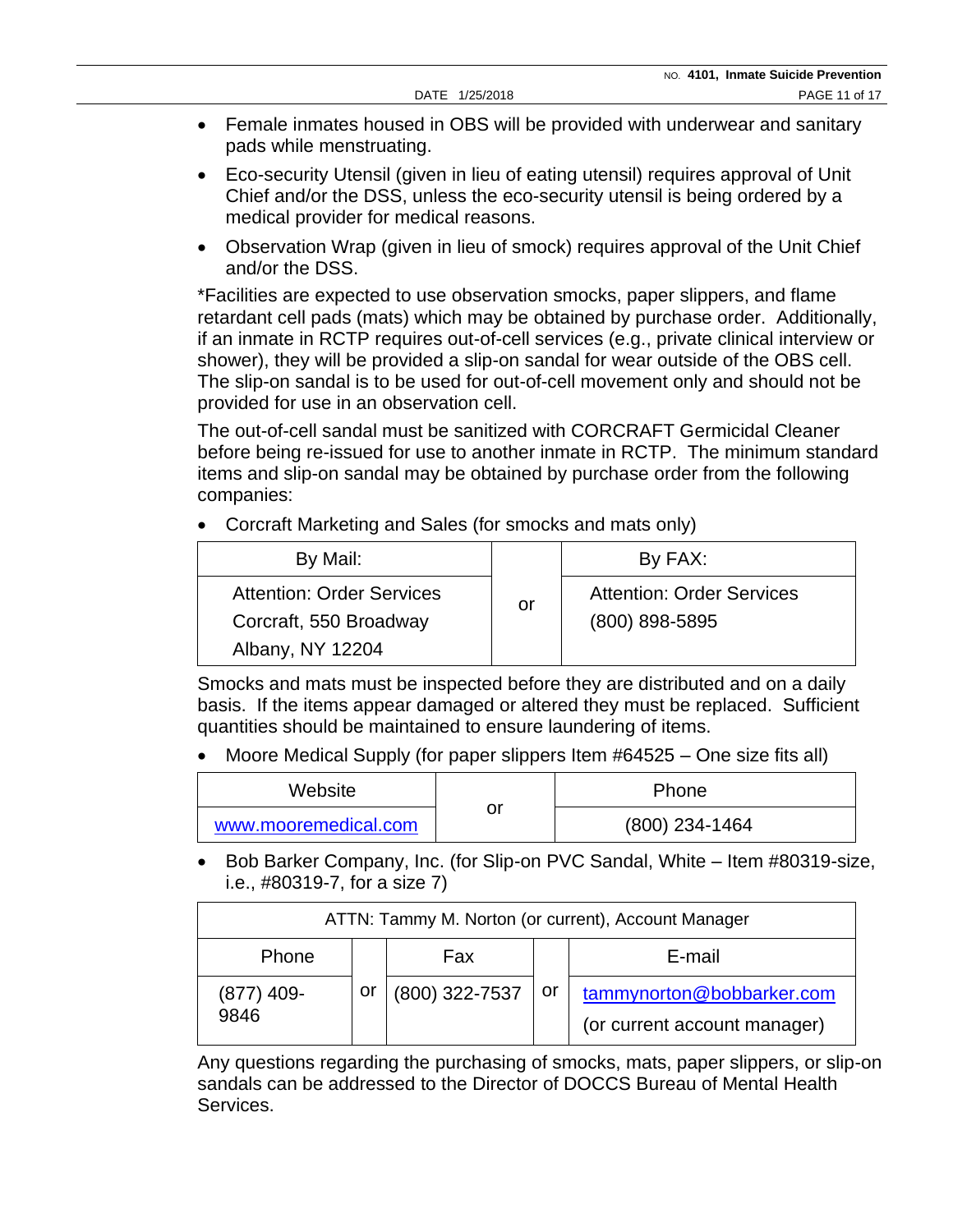- Female inmates housed in OBS will be provided with underwear and sanitary pads while menstruating.
- Eco-security Utensil (given in lieu of eating utensil) requires approval of Unit Chief and/or the DSS, unless the eco-security utensil is being ordered by a medical provider for medical reasons.
- Observation Wrap (given in lieu of smock) requires approval of the Unit Chief and/or the DSS.

*Facilities are expected to use observation smocks, paper slippers, and flame retardant cell pads (mats) which may be obtained by purchase order. Additionally, if an inmate in RCTP requires out-of-cell services (e.g., private clinical interview or shower), they will be provided a slip-on sandal for wear outside of the OBS cell. The slip-on sandal is to be used for out-of-cell movement only and should not be provided for use in an observation cell.

The out-of-cell sandal must be sanitized with CORCRAFT Germicidal Cleaner before being re-issued for use to another inmate in RCTP. The minimum standard items and slip-on sandal may be obtained by purchase order from the following companies:

- Corcraft Marketing and Sales (for smocks and mats only)

| By Mail: | | By FAX: |
|---|---|---|
| Attention: Order Services<br>Corcraft, 550 Broadway<br>Albany, NY 12204 | or | Attention: Order Services<br>(800) 898-5895 |

Smocks and mats must be inspected before they are distributed and on a daily basis. If the items appear damaged or altered they must be replaced. Sufficient quantities should be maintained to ensure laundering of items.

- Moore Medical Supply (for paper slippers Item #64525 – One size fits all)

| Website | | Phone |
|---|---|---|
| www.mooremedical.com | or | (800) 234-1464 |

- Bob Barker Company, Inc. (for Slip-on PVC Sandal, White – Item #80319-size, i.e., #80319-7, for a size 7)

| ATTN: Tammy M. Norton (or current), Account Manager | | | | |
|---|---|---|---|---|
| Phone | | Fax | | E-mail |
| (877) 409-9846 | or | (800) 322-7537 | or | tammynorton@bobbarker.com<br>(or current account manager) |

Any questions regarding the purchasing of smocks, mats, paper slippers, or slip-on sandals can be addressed to the Director of DOCCS Bureau of Mental Health Services.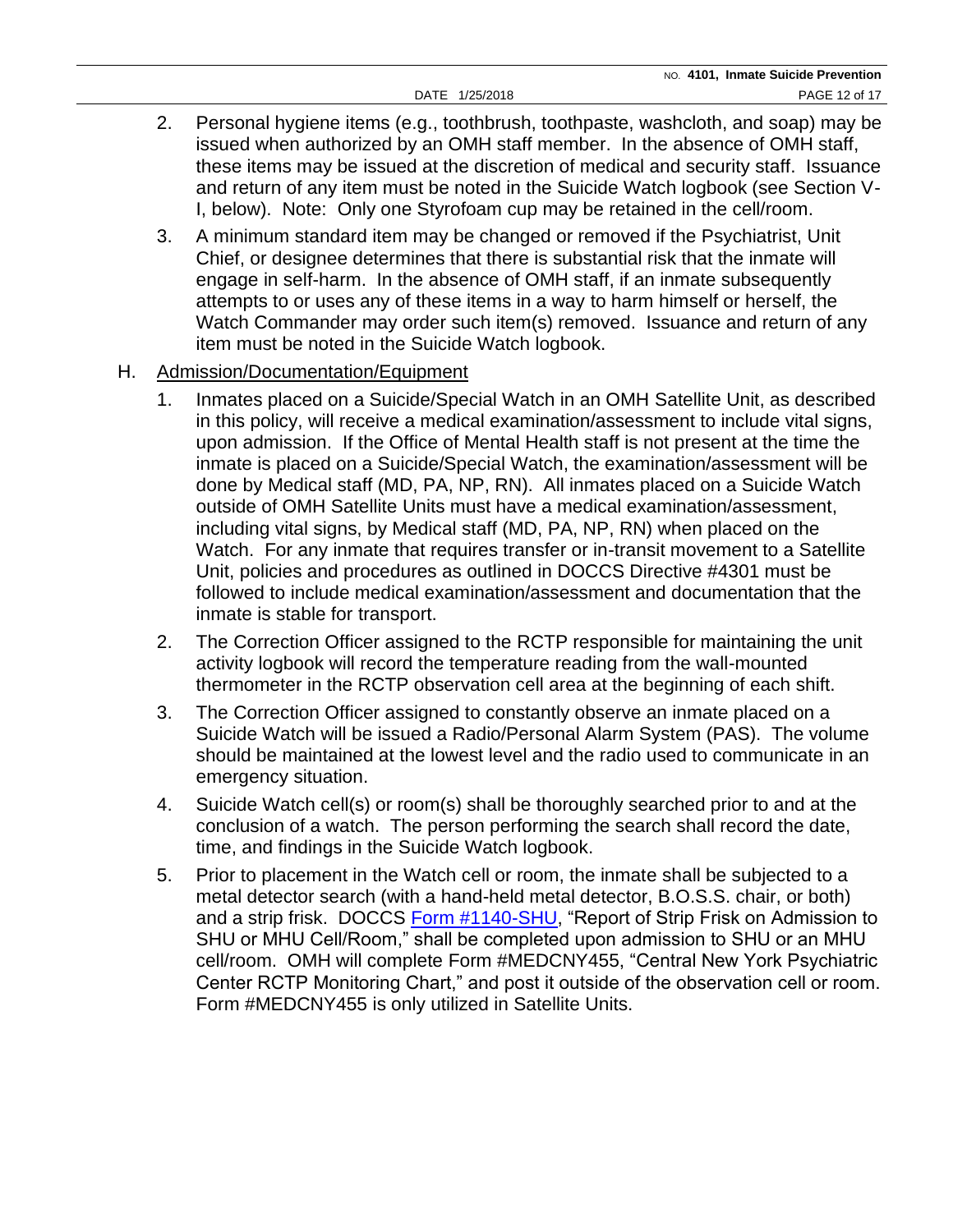2. Personal hygiene items (e.g., toothbrush, toothpaste, washcloth, and soap) may be issued when authorized by an OMH staff member. In the absence of OMH staff, these items may be issued at the discretion of medical and security staff. Issuance and return of any item must be noted in the Suicide Watch logbook (see Section V-I, below). Note: Only one Styrofoam cup may be retained in the cell/room.

3. A minimum standard item may be changed or removed if the Psychiatrist, Unit Chief, or designee determines that there is substantial risk that the inmate will engage in self-harm. In the absence of OMH staff, if an inmate subsequently attempts to or uses any of these items in a way to harm himself or herself, the Watch Commander may order such item(s) removed. Issuance and return of any item must be noted in the Suicide Watch logbook.

H. Admission/Documentation/Equipment

1. Inmates placed on a Suicide/Special Watch in an OMH Satellite Unit, as described in this policy, will receive a medical examination/assessment to include vital signs, upon admission. If the Office of Mental Health staff is not present at the time the inmate is placed on a Suicide/Special Watch, the examination/assessment will be done by Medical staff (MD, PA, NP, RN). All inmates placed on a Suicide Watch outside of OMH Satellite Units must have a medical examination/assessment, including vital signs, by Medical staff (MD, PA, NP, RN) when placed on the Watch. For any inmate that requires transfer or in-transit movement to a Satellite Unit, policies and procedures as outlined in DOCCS Directive #4301 must be followed to include medical examination/assessment and documentation that the inmate is stable for transport.

2. The Correction Officer assigned to the RCTP responsible for maintaining the unit activity logbook will record the temperature reading from the wall-mounted thermometer in the RCTP observation cell area at the beginning of each shift.

3. The Correction Officer assigned to constantly observe an inmate placed on a Suicide Watch will be issued a Radio/Personal Alarm System (PAS). The volume should be maintained at the lowest level and the radio used to communicate in an emergency situation.

4. Suicide Watch cell(s) or room(s) shall be thoroughly searched prior to and at the conclusion of a watch. The person performing the search shall record the date, time, and findings in the Suicide Watch logbook.

5. Prior to placement in the Watch cell or room, the inmate shall be subjected to a metal detector search (with a hand-held metal detector, B.O.S.S. chair, or both) and a strip frisk. DOCCS Form #1140-SHU, "Report of Strip Frisk on Admission to SHU or MHU Cell/Room," shall be completed upon admission to SHU or an MHU cell/room. OMH will complete Form #MEDCNY455, "Central New York Psychiatric Center RCTP Monitoring Chart," and post it outside of the observation cell or room. Form #MEDCNY455 is only utilized in Satellite Units.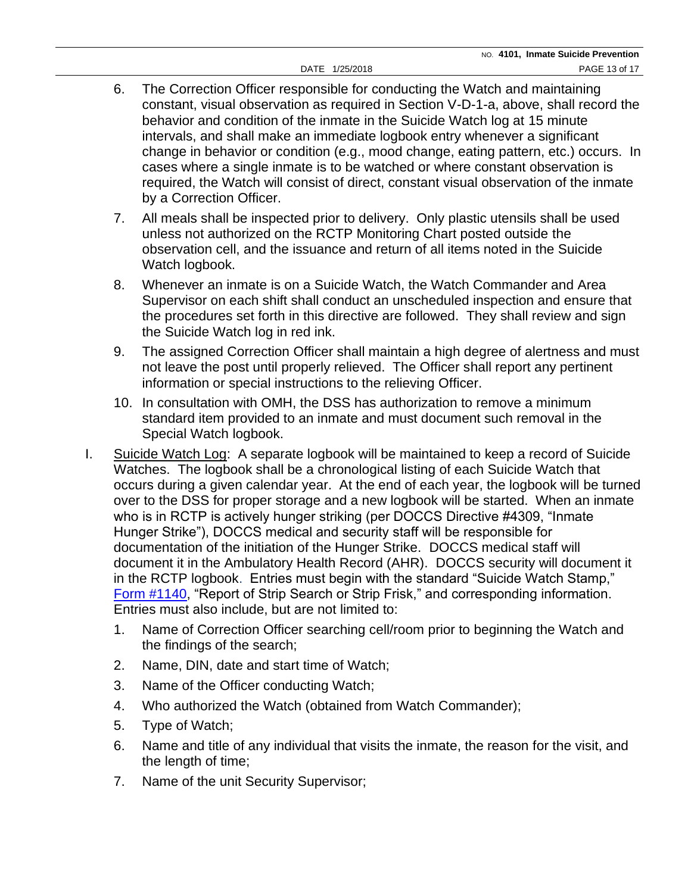6. The Correction Officer responsible for conducting the Watch and maintaining constant, visual observation as required in Section V-D-1-a, above, shall record the behavior and condition of the inmate in the Suicide Watch log at 15 minute intervals, and shall make an immediate logbook entry whenever a significant change in behavior or condition (e.g., mood change, eating pattern, etc.) occurs. In cases where a single inmate is to be watched or where constant observation is required, the Watch will consist of direct, constant visual observation of the inmate by a Correction Officer.

7. All meals shall be inspected prior to delivery. Only plastic utensils shall be used unless not authorized on the RCTP Monitoring Chart posted outside the observation cell, and the issuance and return of all items noted in the Suicide Watch logbook.

8. Whenever an inmate is on a Suicide Watch, the Watch Commander and Area Supervisor on each shift shall conduct an unscheduled inspection and ensure that the procedures set forth in this directive are followed. They shall review and sign the Suicide Watch log in red ink.

9. The assigned Correction Officer shall maintain a high degree of alertness and must not leave the post until properly relieved. The Officer shall report any pertinent information or special instructions to the relieving Officer.

10. In consultation with OMH, the DSS has authorization to remove a minimum standard item provided to an inmate and must document such removal in the Special Watch logbook.

I. Suicide Watch Log: A separate logbook will be maintained to keep a record of Suicide Watches. The logbook shall be a chronological listing of each Suicide Watch that occurs during a given calendar year. At the end of each year, the logbook will be turned over to the DSS for proper storage and a new logbook will be started. When an inmate who is in RCTP is actively hunger striking (per DOCCS Directive #4309, "Inmate Hunger Strike"), DOCCS medical and security staff will be responsible for documentation of the initiation of the Hunger Strike. DOCCS medical staff will document it in the Ambulatory Health Record (AHR). DOCCS security will document it in the RCTP logbook. Entries must begin with the standard "Suicide Watch Stamp," Form #1140, "Report of Strip Search or Strip Frisk," and corresponding information. Entries must also include, but are not limited to:

   1. Name of Correction Officer searching cell/room prior to beginning the Watch and the findings of the search;
   2. Name, DIN, date and start time of Watch;
   3. Name of the Officer conducting Watch;
   4. Who authorized the Watch (obtained from Watch Commander);
   5. Type of Watch;
   6. Name and title of any individual that visits the inmate, the reason for the visit, and the length of time;
   7. Name of the unit Security Supervisor;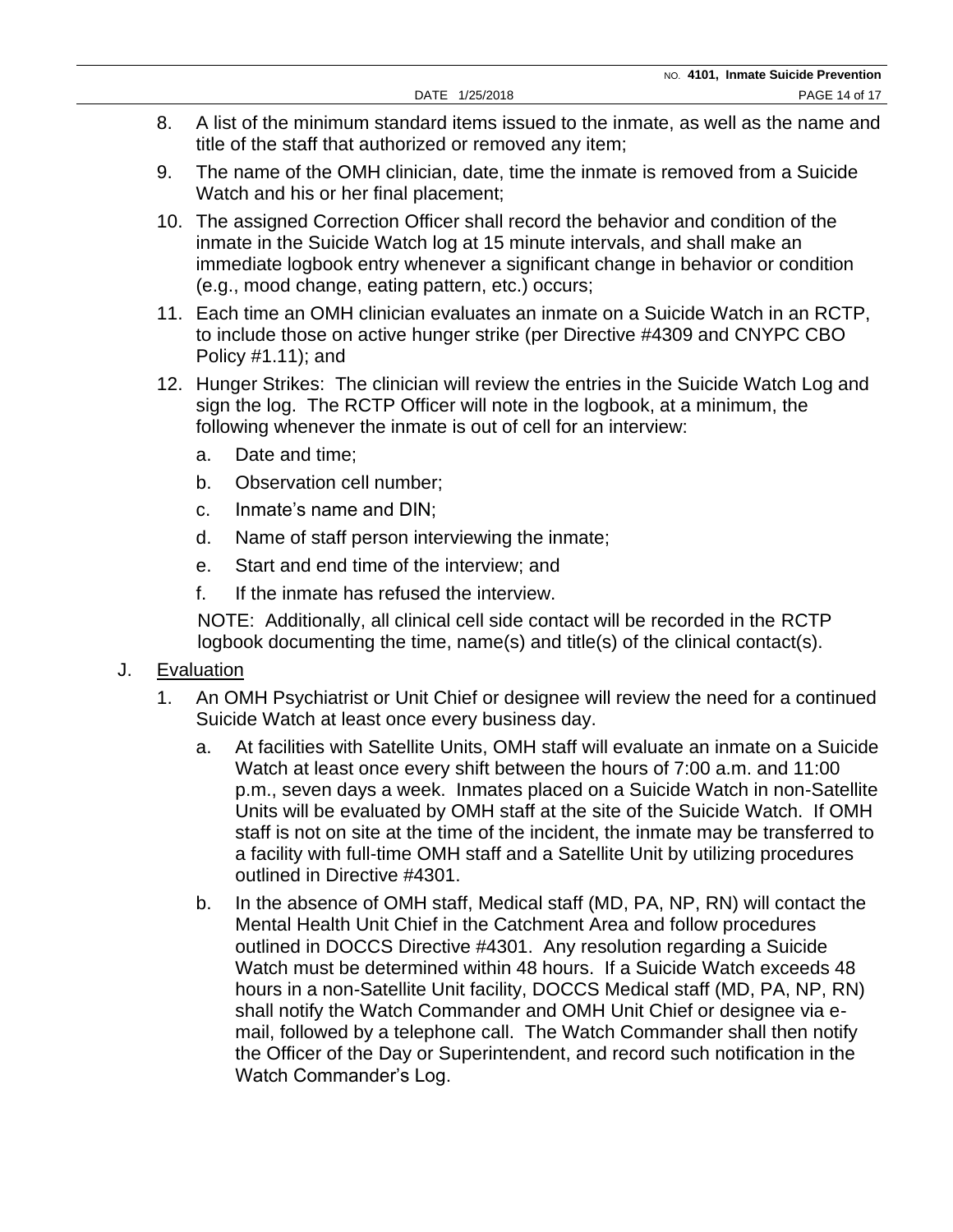8. A list of the minimum standard items issued to the inmate, as well as the name and title of the staff that authorized or removed any item;

9. The name of the OMH clinician, date, time the inmate is removed from a Suicide Watch and his or her final placement;

10. The assigned Correction Officer shall record the behavior and condition of the inmate in the Suicide Watch log at 15 minute intervals, and shall make an immediate logbook entry whenever a significant change in behavior or condition (e.g., mood change, eating pattern, etc.) occurs;

11. Each time an OMH clinician evaluates an inmate on a Suicide Watch in an RCTP, to include those on active hunger strike (per Directive #4309 and CNYPC CBO Policy #1.11); and

12. Hunger Strikes: The clinician will review the entries in the Suicide Watch Log and sign the log. The RCTP Officer will note in the logbook, at a minimum, the following whenever the inmate is out of cell for an interview:

    a. Date and time;

    b. Observation cell number;

    c. Inmate's name and DIN;

    d. Name of staff person interviewing the inmate;

    e. Start and end time of the interview; and

    f. If the inmate has refused the interview.

    NOTE: Additionally, all clinical cell side contact will be recorded in the RCTP logbook documenting the time, name(s) and title(s) of the clinical contact(s).

J. Evaluation

1. An OMH Psychiatrist or Unit Chief or designee will review the need for a continued Suicide Watch at least once every business day.

    a. At facilities with Satellite Units, OMH staff will evaluate an inmate on a Suicide Watch at least once every shift between the hours of 7:00 a.m. and 11:00 p.m., seven days a week. Inmates placed on a Suicide Watch in non-Satellite Units will be evaluated by OMH staff at the site of the Suicide Watch. If OMH staff is not on site at the time of the incident, the inmate may be transferred to a facility with full-time OMH staff and a Satellite Unit by utilizing procedures outlined in Directive #4301.

    b. In the absence of OMH staff, Medical staff (MD, PA, NP, RN) will contact the Mental Health Unit Chief in the Catchment Area and follow procedures outlined in DOCCS Directive #4301. Any resolution regarding a Suicide Watch must be determined within 48 hours. If a Suicide Watch exceeds 48 hours in a non-Satellite Unit facility, DOCCS Medical staff (MD, PA, NP, RN) shall notify the Watch Commander and OMH Unit Chief or designee via e-mail, followed by a telephone call. The Watch Commander shall then notify the Officer of the Day or Superintendent, and record such notification in the Watch Commander's Log.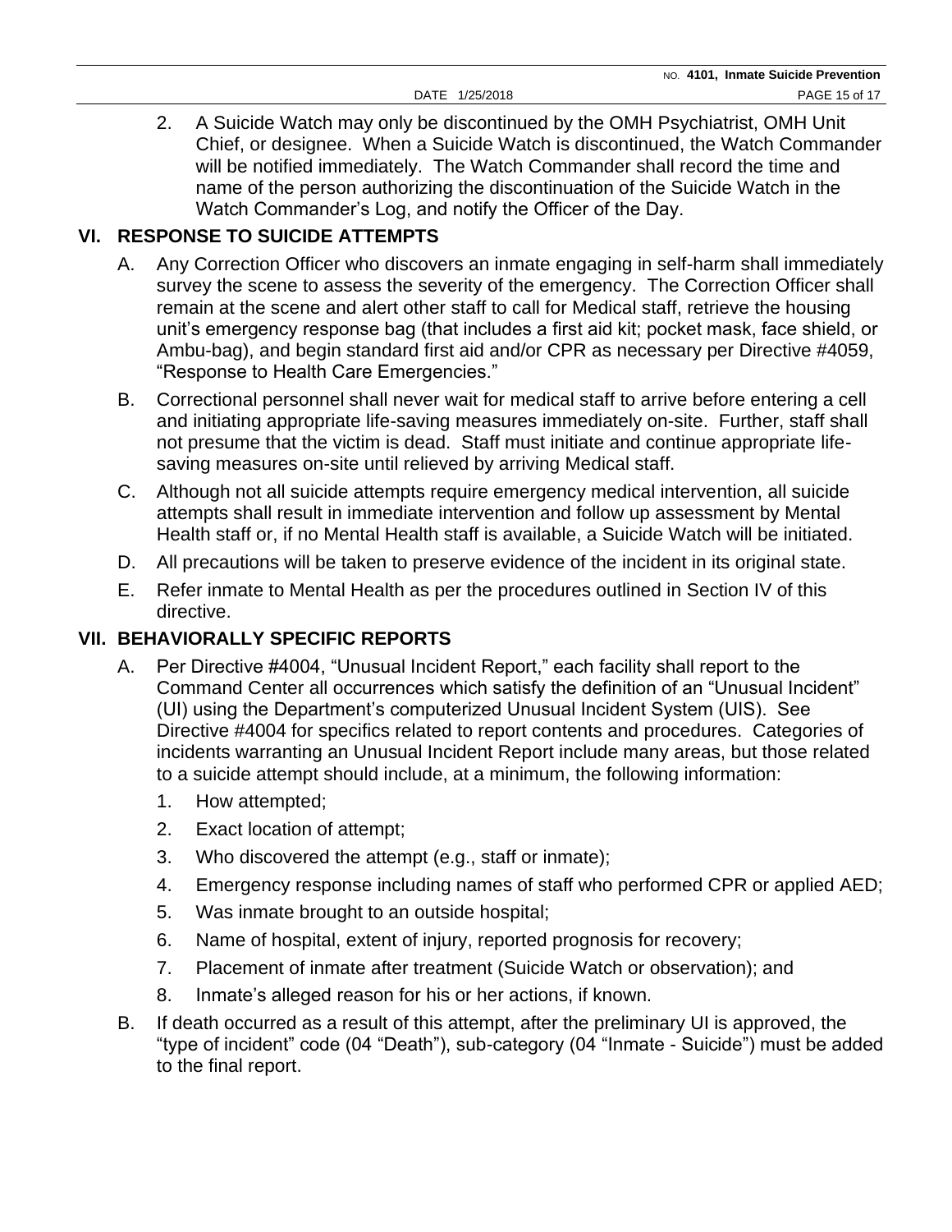2. A Suicide Watch may only be discontinued by the OMH Psychiatrist, OMH Unit Chief, or designee. When a Suicide Watch is discontinued, the Watch Commander will be notified immediately. The Watch Commander shall record the time and name of the person authorizing the discontinuation of the Suicide Watch in the Watch Commander's Log, and notify the Officer of the Day.

## VI. RESPONSE TO SUICIDE ATTEMPTS

A. Any Correction Officer who discovers an inmate engaging in self-harm shall immediately survey the scene to assess the severity of the emergency. The Correction Officer shall remain at the scene and alert other staff to call for Medical staff, retrieve the housing unit's emergency response bag (that includes a first aid kit; pocket mask, face shield, or Ambu-bag), and begin standard first aid and/or CPR as necessary per Directive #4059, "Response to Health Care Emergencies."

B. Correctional personnel shall never wait for medical staff to arrive before entering a cell and initiating appropriate life-saving measures immediately on-site. Further, staff shall not presume that the victim is dead. Staff must initiate and continue appropriate life-saving measures on-site until relieved by arriving Medical staff.

C. Although not all suicide attempts require emergency medical intervention, all suicide attempts shall result in immediate intervention and follow up assessment by Mental Health staff or, if no Mental Health staff is available, a Suicide Watch will be initiated.

D. All precautions will be taken to preserve evidence of the incident in its original state.

E. Refer inmate to Mental Health as per the procedures outlined in Section IV of this directive.

## VII. BEHAVIORALLY SPECIFIC REPORTS

A. Per Directive #4004, "Unusual Incident Report," each facility shall report to the Command Center all occurrences which satisfy the definition of an "Unusual Incident" (UI) using the Department's computerized Unusual Incident System (UIS). See Directive #4004 for specifics related to report contents and procedures. Categories of incidents warranting an Unusual Incident Report include many areas, but those related to a suicide attempt should include, at a minimum, the following information:

   1. How attempted;
   2. Exact location of attempt;
   3. Who discovered the attempt (e.g., staff or inmate);
   4. Emergency response including names of staff who performed CPR or applied AED;
   5. Was inmate brought to an outside hospital;
   6. Name of hospital, extent of injury, reported prognosis for recovery;
   7. Placement of inmate after treatment (Suicide Watch or observation); and
   8. Inmate's alleged reason for his or her actions, if known.

B. If death occurred as a result of this attempt, after the preliminary UI is approved, the "type of incident" code (04 "Death"), sub-category (04 "Inmate - Suicide") must be added to the final report.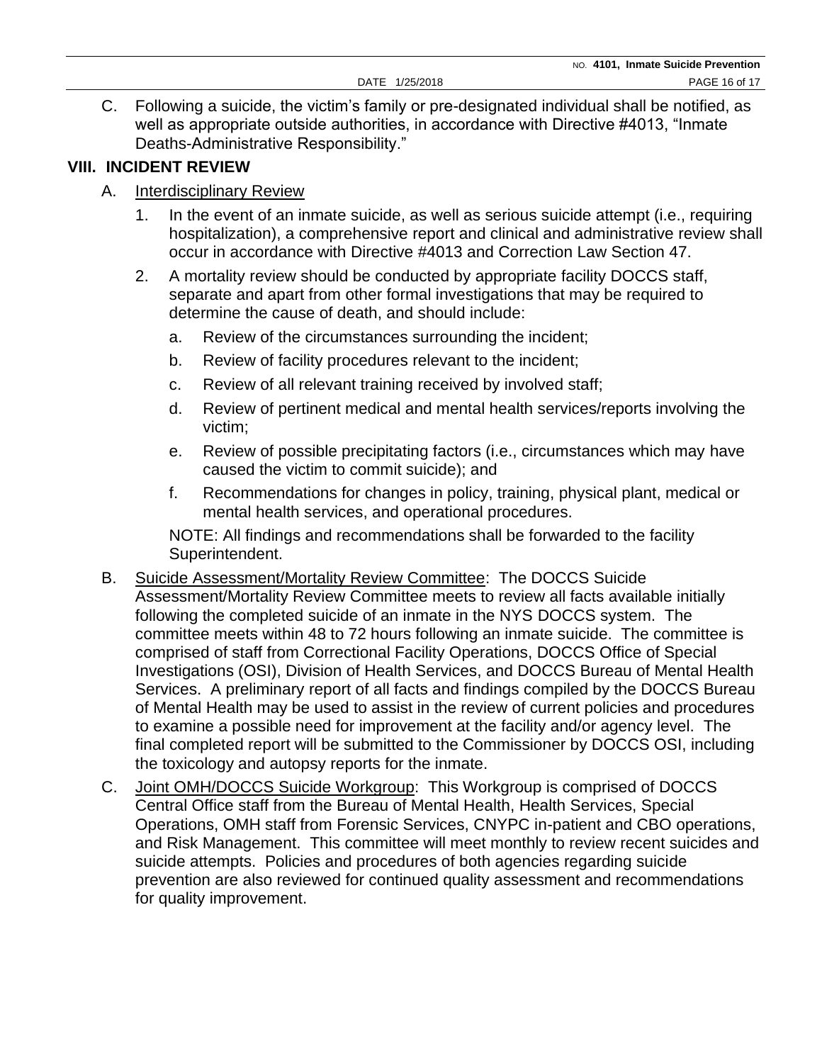C. Following a suicide, the victim's family or pre-designated individual shall be notified, as well as appropriate outside authorities, in accordance with Directive #4013, "Inmate Deaths-Administrative Responsibility."

## VIII. INCIDENT REVIEW

A. Interdisciplinary Review

1. In the event of an inmate suicide, as well as serious suicide attempt (i.e., requiring hospitalization), a comprehensive report and clinical and administrative review shall occur in accordance with Directive #4013 and Correction Law Section 47.

2. A mortality review should be conducted by appropriate facility DOCCS staff, separate and apart from other formal investigations that may be required to determine the cause of death, and should include:

   a. Review of the circumstances surrounding the incident;

   b. Review of facility procedures relevant to the incident;

   c. Review of all relevant training received by involved staff;

   d. Review of pertinent medical and mental health services/reports involving the victim;

   e. Review of possible precipitating factors (i.e., circumstances which may have caused the victim to commit suicide); and

   f. Recommendations for changes in policy, training, physical plant, medical or mental health services, and operational procedures.

   NOTE: All findings and recommendations shall be forwarded to the facility Superintendent.

B. Suicide Assessment/Mortality Review Committee: The DOCCS Suicide Assessment/Mortality Review Committee meets to review all facts available initially following the completed suicide of an inmate in the NYS DOCCS system. The committee meets within 48 to 72 hours following an inmate suicide. The committee is comprised of staff from Correctional Facility Operations, DOCCS Office of Special Investigations (OSI), Division of Health Services, and DOCCS Bureau of Mental Health Services. A preliminary report of all facts and findings compiled by the DOCCS Bureau of Mental Health may be used to assist in the review of current policies and procedures to examine a possible need for improvement at the facility and/or agency level. The final completed report will be submitted to the Commissioner by DOCCS OSI, including the toxicology and autopsy reports for the inmate.

C. Joint OMH/DOCCS Suicide Workgroup: This Workgroup is comprised of DOCCS Central Office staff from the Bureau of Mental Health, Health Services, Special Operations, OMH staff from Forensic Services, CNYPC in-patient and CBO operations, and Risk Management. This committee will meet monthly to review recent suicides and suicide attempts. Policies and procedures of both agencies regarding suicide prevention are also reviewed for continued quality assessment and recommendations for quality improvement.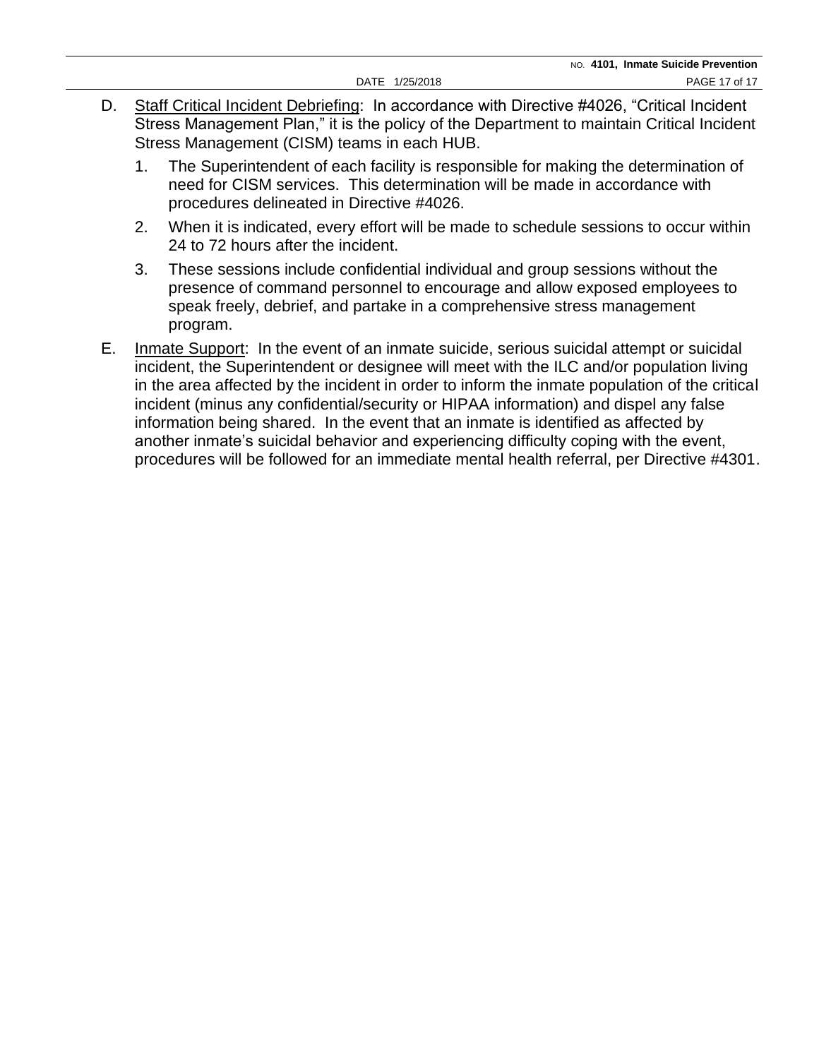D. Staff Critical Incident Debriefing: In accordance with Directive #4026, "Critical Incident Stress Management Plan," it is the policy of the Department to maintain Critical Incident Stress Management (CISM) teams in each HUB.

   1. The Superintendent of each facility is responsible for making the determination of need for CISM services. This determination will be made in accordance with procedures delineated in Directive #4026.

   2. When it is indicated, every effort will be made to schedule sessions to occur within 24 to 72 hours after the incident.

   3. These sessions include confidential individual and group sessions without the presence of command personnel to encourage and allow exposed employees to speak freely, debrief, and partake in a comprehensive stress management program.

E. Inmate Support: In the event of an inmate suicide, serious suicidal attempt or suicidal incident, the Superintendent or designee will meet with the ILC and/or population living in the area affected by the incident in order to inform the inmate population of the critical incident (minus any confidential/security or HIPAA information) and dispel any false information being shared. In the event that an inmate is identified as affected by another inmate's suicidal behavior and experiencing difficulty coping with the event, procedures will be followed for an immediate mental health referral, per Directive #4301.